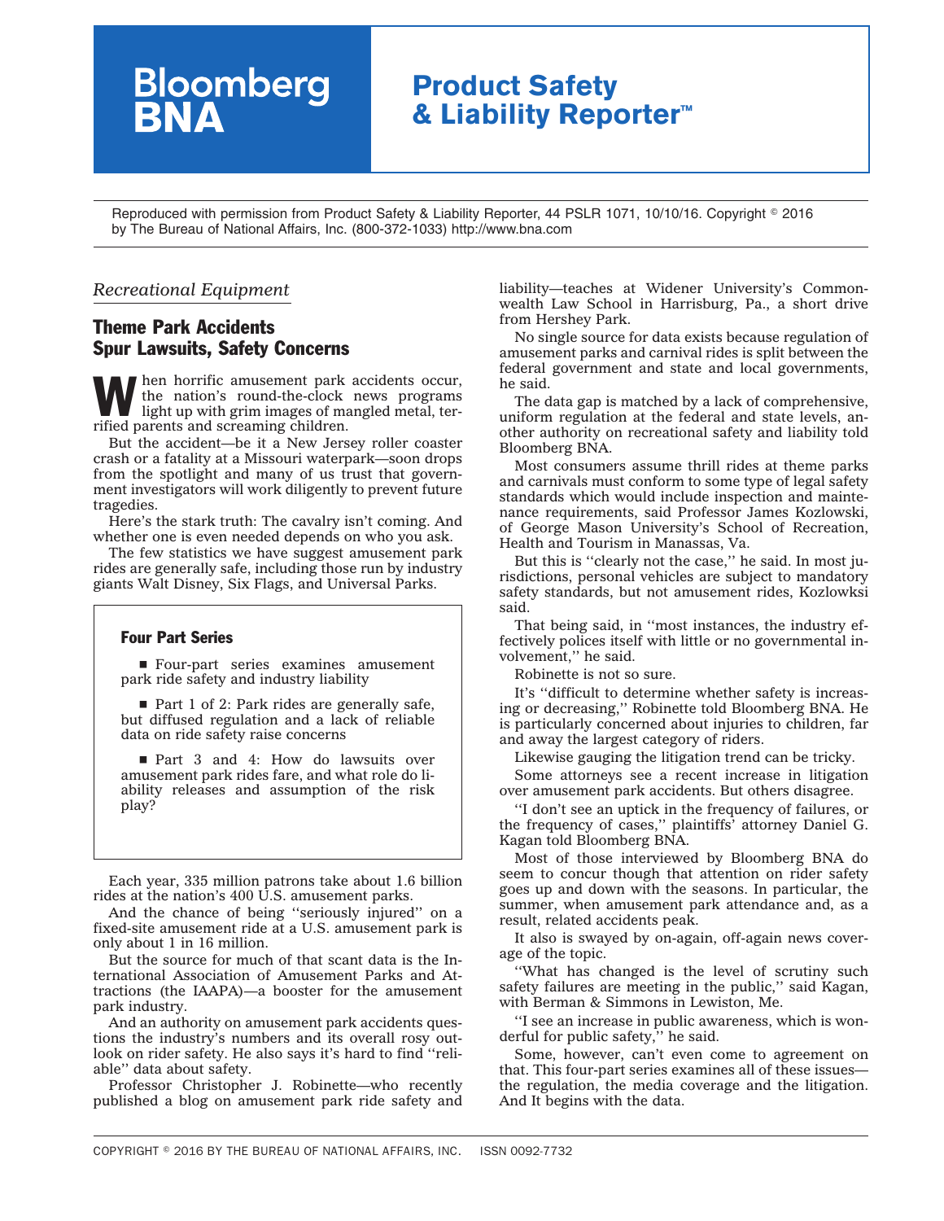# Bloomberg BNA

## Product Safety & Liability Reporter™

Reproduced with permission from Product Safety & Liability Reporter, 44 PSLR 1071, 10/10/16. Copyright © 2016 by The Bureau of National Affairs, Inc. (800-372-1033) http://www.bna.com

*Recreational Equipment*

## Theme Park Accidents Spur Lawsuits, Safety Concerns

When horrific amusement park accidents occur, the nation's round-the-clock news programs light up with grim images of mangled metal, terrified parents and screaming children.

But the accident—be it a New Jersey roller coaster crash or a fatality at a Missouri waterpark—soon drops from the spotlight and many of us trust that government investigators will work diligently to prevent future tragedies.

Here's the stark truth: The cavalry isn't coming. And whether one is even needed depends on who you ask.

The few statistics we have suggest amusement park rides are generally safe, including those run by industry giants Walt Disney, Six Flags, and Universal Parks.

### Four Part Series

- Four-part series examines amusement park ride safety and industry liability
- Part 1 of 2: Park rides are generally safe, but diffused regulation and a lack of reliable data on ride safety raise concerns
- Part 3 and 4: How do lawsuits over amusement park rides fare, and what role do liability releases and assumption of the risk play?

Each year, 335 million patrons take about 1.6 billion rides at the nation's 400 U.S. amusement parks.

And the chance of being ''seriously injured'' on a fixed-site amusement ride at a U.S. amusement park is only about 1 in 16 million.

But the source for much of that scant data is the International Association of Amusement Parks and Attractions (the IAAPA)—a booster for the amusement park industry.

And an authority on amusement park accidents questions the industry's numbers and its overall rosy outlook on rider safety. He also says it's hard to find ''reliable'' data about safety.

Professor Christopher J. Robinette—who recently published a blog on amusement park ride safety and liability—teaches at Widener University's Commonwealth Law School in Harrisburg, Pa., a short drive from Hershey Park.

No single source for data exists because regulation of amusement parks and carnival rides is split between the federal government and state and local governments, he said.

The data gap is matched by a lack of comprehensive, uniform regulation at the federal and state levels, another authority on recreational safety and liability told Bloomberg BNA.

Most consumers assume thrill rides at theme parks and carnivals must conform to some type of legal safety standards which would include inspection and maintenance requirements, said Professor James Kozlowski, of George Mason University's School of Recreation, Health and Tourism in Manassas, Va.

But this is ''clearly not the case,'' he said. In most jurisdictions, personal vehicles are subject to mandatory safety standards, but not amusement rides, Kozlowksi said.

That being said, in ''most instances, the industry effectively polices itself with little or no governmental involvement,'' he said.

Robinette is not so sure.

It's ''difficult to determine whether safety is increasing or decreasing,'' Robinette told Bloomberg BNA. He is particularly concerned about injuries to children, far and away the largest category of riders.

Likewise gauging the litigation trend can be tricky.

Some attorneys see a recent increase in litigation over amusement park accidents. But others disagree.

''I don't see an uptick in the frequency of failures, or the frequency of cases,'' plaintiffs' attorney Daniel G. Kagan told Bloomberg BNA.

Most of those interviewed by Bloomberg BNA do seem to concur though that attention on rider safety goes up and down with the seasons. In particular, the summer, when amusement park attendance and, as a result, related accidents peak.

It also is swayed by on-again, off-again news coverage of the topic.

''What has changed is the level of scrutiny such safety failures are meeting in the public,'' said Kagan, with Berman & Simmons in Lewiston, Me.

''I see an increase in public awareness, which is wonderful for public safety,'' he said.

Some, however, can't even come to agreement on that. This four-part series examines all of these issues—the regulation, the media coverage and the litigation. And It begins with the data.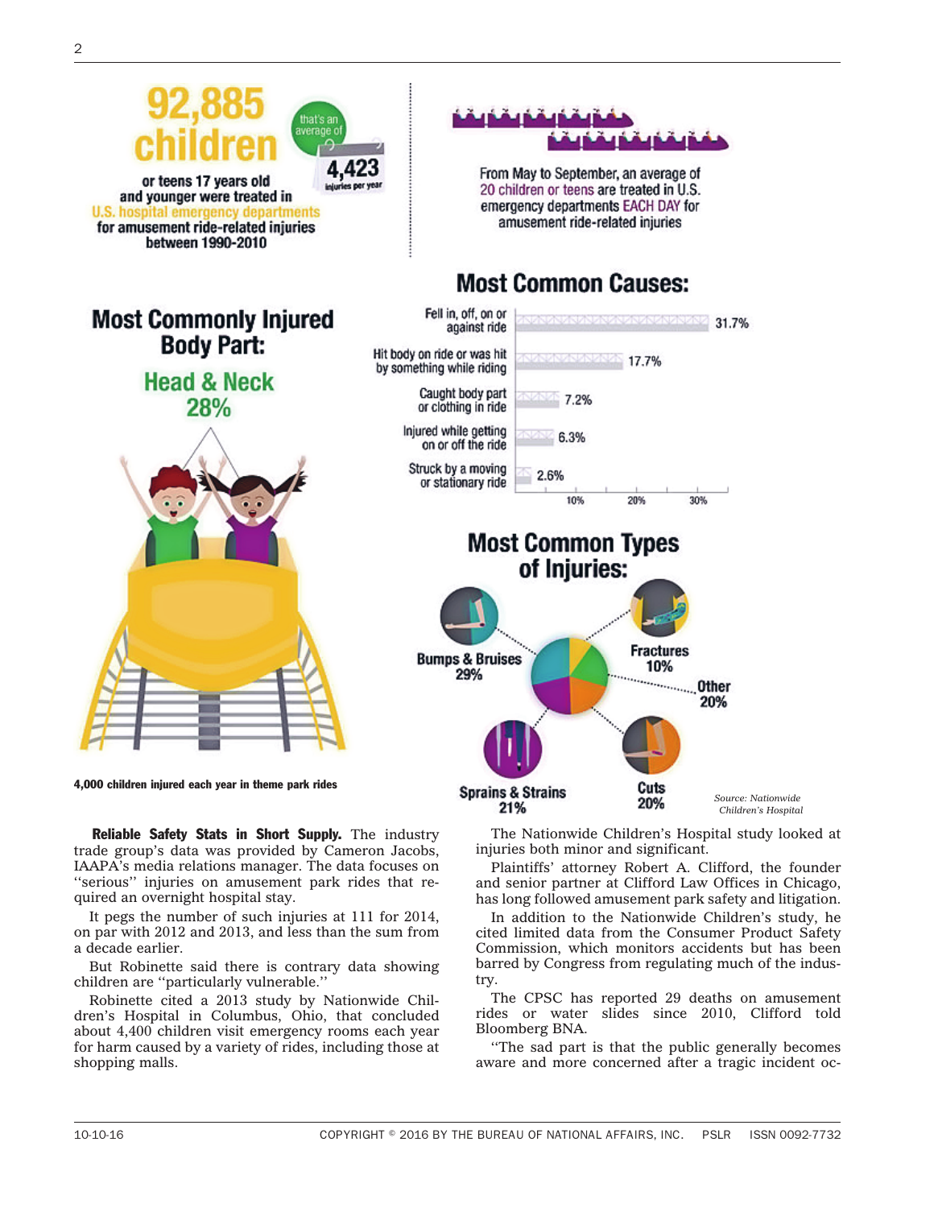**92,885 children** or teens 17 years old and younger were treated in U.S. hospital emergency departments for amusement ride-related injuries between 1990-2010

that's an average of **4,423** injuries per year

From May to September, an average of 20 children or teens are treated in U.S. emergency departments EACH DAY for amusement ride-related injuries

## Most Commonly Injured Body Part:

**Head & Neck 28%**

## Most Common Causes:

| Cause | Percent |
|---|---|
| Fell in, off, on or against ride | 31.7% |
| Hit body on ride or was hit by something while riding | 17.7% |
| Caught body part or clothing in ride | 7.2% |
| Injured while getting on or off the ride | 6.3% |
| Struck by a moving or stationary ride | 2.6% |

## Most Common Types of Injuries:

- Bumps & Bruises 29%
- Fractures 10%
- Other 20%
- Cuts 20%
- Sprains & Strains 21%

*Source: Nationwide Children's Hospital*

**4,000 children injured each year in theme park rides**

**Reliable Safety Stats in Short Supply.** The industry trade group's data was provided by Cameron Jacobs, IAAPA's media relations manager. The data focuses on ''serious'' injuries on amusement park rides that required an overnight hospital stay.

It pegs the number of such injuries at 111 for 2014, on par with 2012 and 2013, and less than the sum from a decade earlier.

But Robinette said there is contrary data showing children are ''particularly vulnerable.''

Robinette cited a 2013 study by Nationwide Children's Hospital in Columbus, Ohio, that concluded about 4,400 children visit emergency rooms each year for harm caused by a variety of rides, including those at shopping malls.

The Nationwide Children's Hospital study looked at injuries both minor and significant.

Plaintiffs' attorney Robert A. Clifford, the founder and senior partner at Clifford Law Offices in Chicago, has long followed amusement park safety and litigation.

In addition to the Nationwide Children's study, he cited limited data from the Consumer Product Safety Commission, which monitors accidents but has been barred by Congress from regulating much of the industry.

The CPSC has reported 29 deaths on amusement rides or water slides since 2010, Clifford told Bloomberg BNA.

''The sad part is that the public generally becomes aware and more concerned after a tragic incident oc-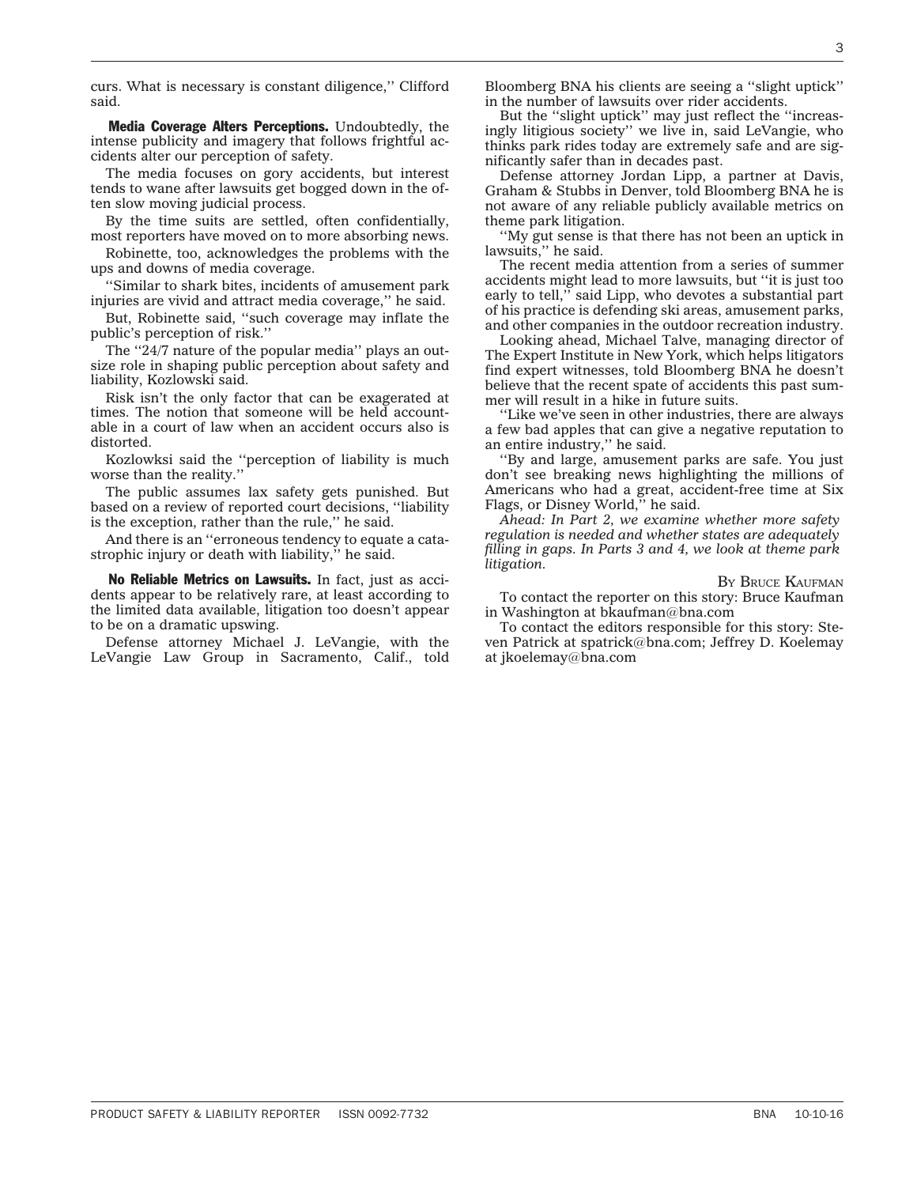curs. What is necessary is constant diligence,'' Clifford said.

**Media Coverage Alters Perceptions.** Undoubtedly, the intense publicity and imagery that follows frightful accidents alter our perception of safety.

The media focuses on gory accidents, but interest tends to wane after lawsuits get bogged down in the often slow moving judicial process.

By the time suits are settled, often confidentially, most reporters have moved on to more absorbing news.

Robinette, too, acknowledges the problems with the ups and downs of media coverage.

''Similar to shark bites, incidents of amusement park injuries are vivid and attract media coverage,'' he said.

But, Robinette said, ''such coverage may inflate the public's perception of risk.''

The ''24/7 nature of the popular media'' plays an outsize role in shaping public perception about safety and liability, Kozlowski said.

Risk isn't the only factor that can be exagerated at times. The notion that someone will be held accountable in a court of law when an accident occurs also is distorted.

Kozlowksi said the ''perception of liability is much worse than the reality.''

The public assumes lax safety gets punished. But based on a review of reported court decisions, ''liability is the exception, rather than the rule,'' he said.

And there is an ''erroneous tendency to equate a catastrophic injury or death with liability,'' he said.

**No Reliable Metrics on Lawsuits.** In fact, just as accidents appear to be relatively rare, at least according to the limited data available, litigation too doesn't appear to be on a dramatic upswing.

Defense attorney Michael J. LeVangie, with the LeVangie Law Group in Sacramento, Calif., told Bloomberg BNA his clients are seeing a ''slight uptick'' in the number of lawsuits over rider accidents.

But the ''slight uptick'' may just reflect the ''increasingly litigious society'' we live in, said LeVangie, who thinks park rides today are extremely safe and are significantly safer than in decades past.

Defense attorney Jordan Lipp, a partner at Davis, Graham & Stubbs in Denver, told Bloomberg BNA he is not aware of any reliable publicly available metrics on theme park litigation.

''My gut sense is that there has not been an uptick in lawsuits,'' he said.

The recent media attention from a series of summer accidents might lead to more lawsuits, but ''it is just too early to tell,'' said Lipp, who devotes a substantial part of his practice is defending ski areas, amusement parks, and other companies in the outdoor recreation industry.

Looking ahead, Michael Talve, managing director of The Expert Institute in New York, which helps litigators find expert witnesses, told Bloomberg BNA he doesn't believe that the recent spate of accidents this past summer will result in a hike in future suits.

''Like we've seen in other industries, there are always a few bad apples that can give a negative reputation to an entire industry,'' he said.

''By and large, amusement parks are safe. You just don't see breaking news highlighting the millions of Americans who had a great, accident-free time at Six Flags, or Disney World,'' he said.

*Ahead: In Part 2, we examine whether more safety regulation is needed and whether states are adequately filling in gaps. In Parts 3 and 4, we look at theme park litigation.*

By Bruce Kaufman

To contact the reporter on this story: Bruce Kaufman in Washington at bkaufman@bna.com

To contact the editors responsible for this story: Steven Patrick at spatrick@bna.com; Jeffrey D. Koelemay at jkoelemay@bna.com